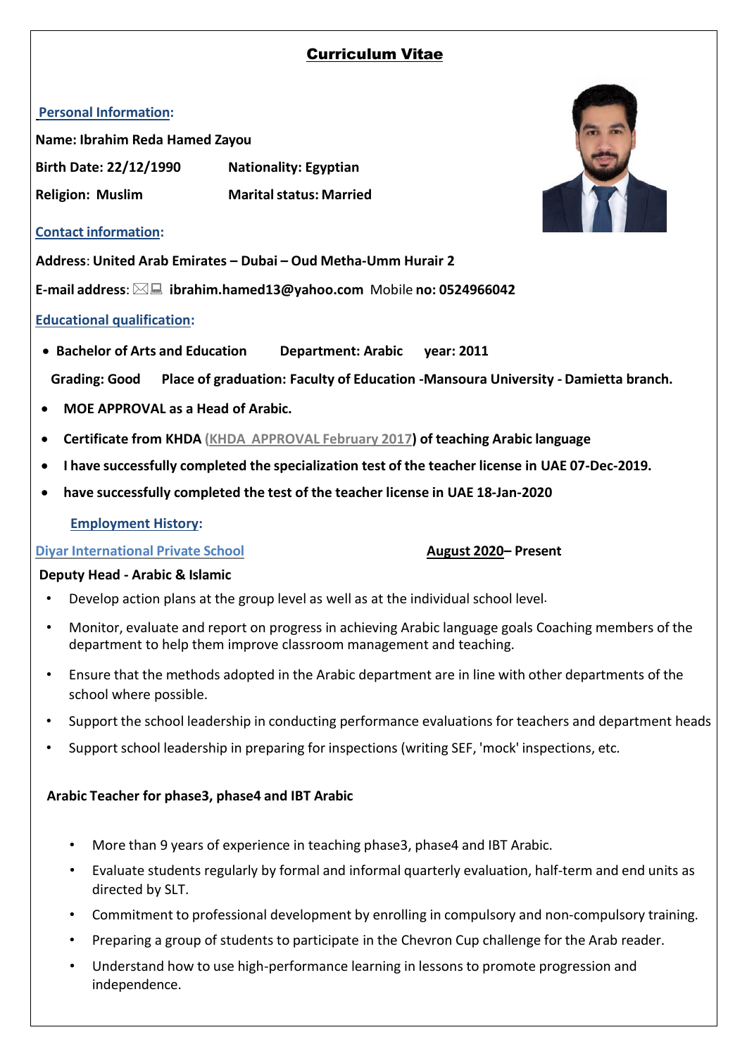# Curriculum Vitae

## Personal Information:

**Name: Ibrahim Reda Hamed Zayou**

**Birth Date: 22/12/1990** **Nationality: Egyptian**

**Religion: Muslim** **Marital status: Married**

## Contact information:

**Address**: **United Arab Emirates – Dubai – Oud Metha-Umm Hurair 2**

**E-mail address**: **ibrahim.hamed13@yahoo.com** Mobile **no: 0524966042**

## Educational qualification:

- **Bachelor of Arts and Education** **Department: Arabic** **year: 2011**

  **Grading: Good** **Place of graduation: Faculty of Education -Mansoura University - Damietta branch.**

- **MOE APPROVAL as a Head of Arabic.**
- **Certificate from KHDA (KHDA APPROVAL February 2017) of teaching Arabic language**
- **I have successfully completed the specialization test of the teacher license in UAE 07-Dec-2019.**
- **have successfully completed the test of the teacher license in UAE 18-Jan-2020**

## Employment History:

**Diyar International Private School** **August 2020– Present**

**Deputy Head - Arabic & Islamic**

- Develop action plans at the group level as well as at the individual school level.
- Monitor, evaluate and report on progress in achieving Arabic language goals Coaching members of the department to help them improve classroom management and teaching.
- Ensure that the methods adopted in the Arabic department are in line with other departments of the school where possible.
- Support the school leadership in conducting performance evaluations for teachers and department heads
- Support school leadership in preparing for inspections (writing SEF, 'mock' inspections, etc.

**Arabic Teacher for phase3, phase4 and IBT Arabic**

- More than 9 years of experience in teaching phase3, phase4 and IBT Arabic.
- Evaluate students regularly by formal and informal quarterly evaluation, half-term and end units as directed by SLT.
- Commitment to professional development by enrolling in compulsory and non-compulsory training.
- Preparing a group of students to participate in the Chevron Cup challenge for the Arab reader.
- Understand how to use high-performance learning in lessons to promote progression and independence.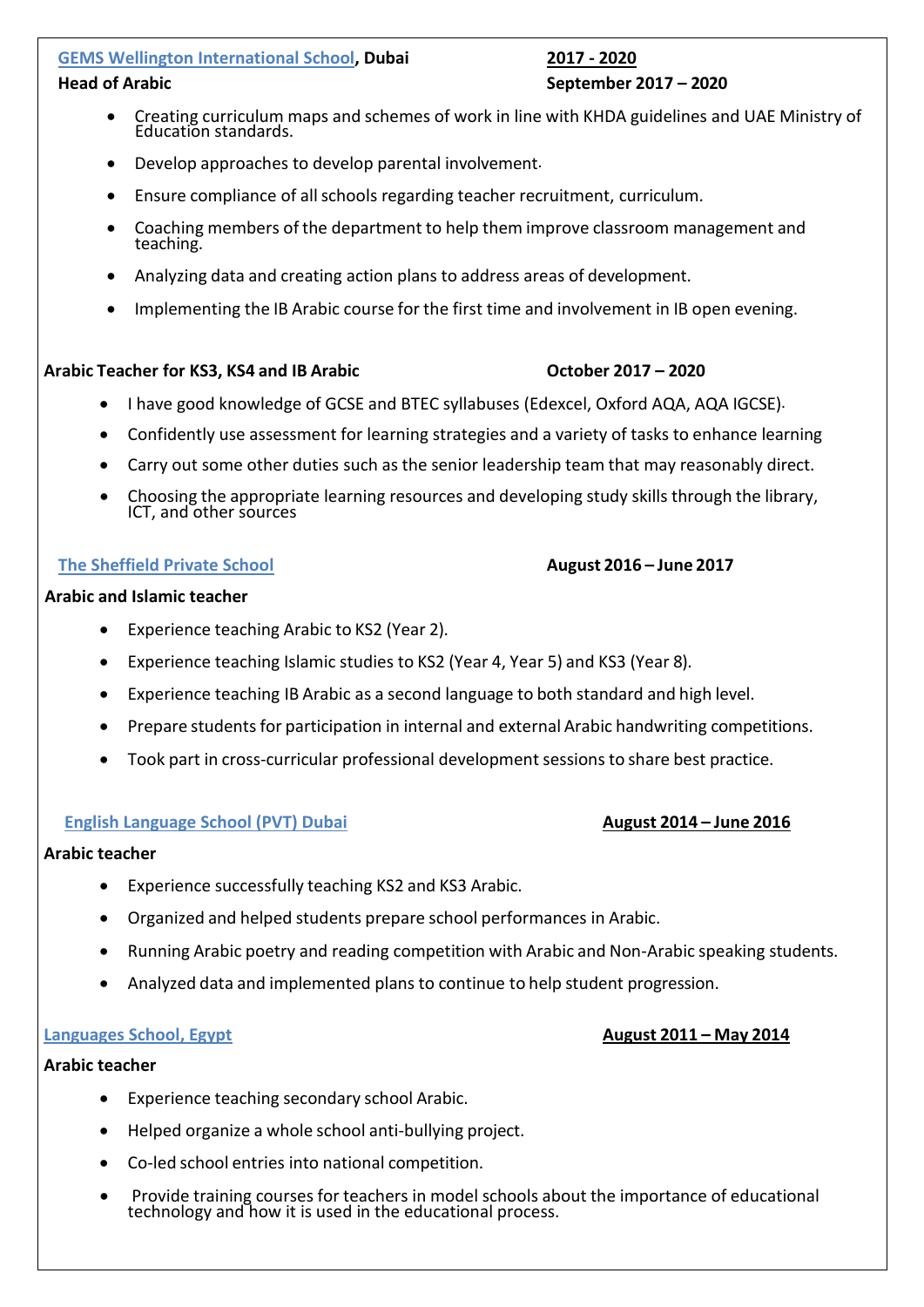**GEMS Wellington International School, Dubai** — **2017 - 2020**

**Head of Arabic** — **September 2017 – 2020**

- Creating curriculum maps and schemes of work in line with KHDA guidelines and UAE Ministry of Education standards.
- Develop approaches to develop parental involvement.
- Ensure compliance of all schools regarding teacher recruitment, curriculum.
- Coaching members of the department to help them improve classroom management and teaching.
- Analyzing data and creating action plans to address areas of development.
- Implementing the IB Arabic course for the first time and involvement in IB open evening.

**Arabic Teacher for KS3, KS4 and IB Arabic** — **October 2017 – 2020**

- I have good knowledge of GCSE and BTEC syllabuses (Edexcel, Oxford AQA, AQA IGCSE).
- Confidently use assessment for learning strategies and a variety of tasks to enhance learning
- Carry out some other duties such as the senior leadership team that may reasonably direct.
- Choosing the appropriate learning resources and developing study skills through the library, ICT, and other sources

**The Sheffield Private School** — **August 2016 – June 2017**

**Arabic and Islamic teacher**

- Experience teaching Arabic to KS2 (Year 2).
- Experience teaching Islamic studies to KS2 (Year 4, Year 5) and KS3 (Year 8).
- Experience teaching IB Arabic as a second language to both standard and high level.
- Prepare students for participation in internal and external Arabic handwriting competitions.
- Took part in cross-curricular professional development sessions to share best practice.

**English Language School (PVT) Dubai** — **August 2014 – June 2016**

**Arabic teacher**

- Experience successfully teaching KS2 and KS3 Arabic.
- Organized and helped students prepare school performances in Arabic.
- Running Arabic poetry and reading competition with Arabic and Non-Arabic speaking students.
- Analyzed data and implemented plans to continue to help student progression.

**Languages School, Egypt** — **August 2011 – May 2014**

**Arabic teacher**

- Experience teaching secondary school Arabic.
- Helped organize a whole school anti-bullying project.
- Co-led school entries into national competition.
- Provide training courses for teachers in model schools about the importance of educational technology and how it is used in the educational process.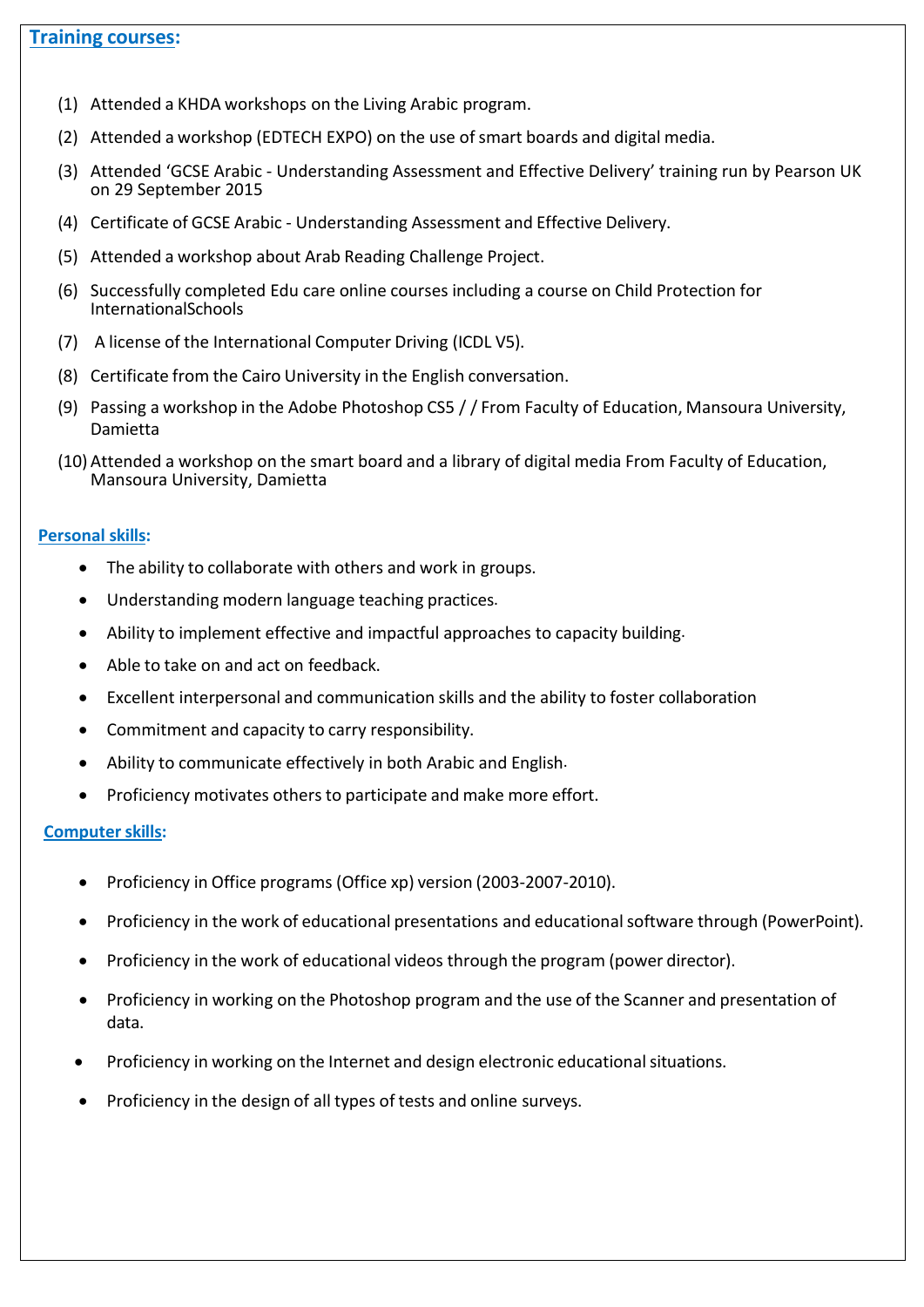## Training courses:

(1) Attended a KHDA workshops on the Living Arabic program.

(2) Attended a workshop (EDTECH EXPO) on the use of smart boards and digital media.

(3) Attended 'GCSE Arabic - Understanding Assessment and Effective Delivery' training run by Pearson UK on 29 September 2015

(4) Certificate of GCSE Arabic - Understanding Assessment and Effective Delivery.

(5) Attended a workshop about Arab Reading Challenge Project.

(6) Successfully completed Edu care online courses including a course on Child Protection for InternationalSchools

(7) A license of the International Computer Driving (ICDL V5).

(8) Certificate from the Cairo University in the English conversation.

(9) Passing a workshop in the Adobe Photoshop CS5 / / From Faculty of Education, Mansoura University, Damietta

(10) Attended a workshop on the smart board and a library of digital media From Faculty of Education, Mansoura University, Damietta

## Personal skills:

- The ability to collaborate with others and work in groups.
- Understanding modern language teaching practices.
- Ability to implement effective and impactful approaches to capacity building.
- Able to take on and act on feedback.
- Excellent interpersonal and communication skills and the ability to foster collaboration
- Commitment and capacity to carry responsibility.
- Ability to communicate effectively in both Arabic and English.
- Proficiency motivates others to participate and make more effort.

## Computer skills:

- Proficiency in Office programs (Office xp) version (2003-2007-2010).
- Proficiency in the work of educational presentations and educational software through (PowerPoint).
- Proficiency in the work of educational videos through the program (power director).
- Proficiency in working on the Photoshop program and the use of the Scanner and presentation of data.
- Proficiency in working on the Internet and design electronic educational situations.
- Proficiency in the design of all types of tests and online surveys.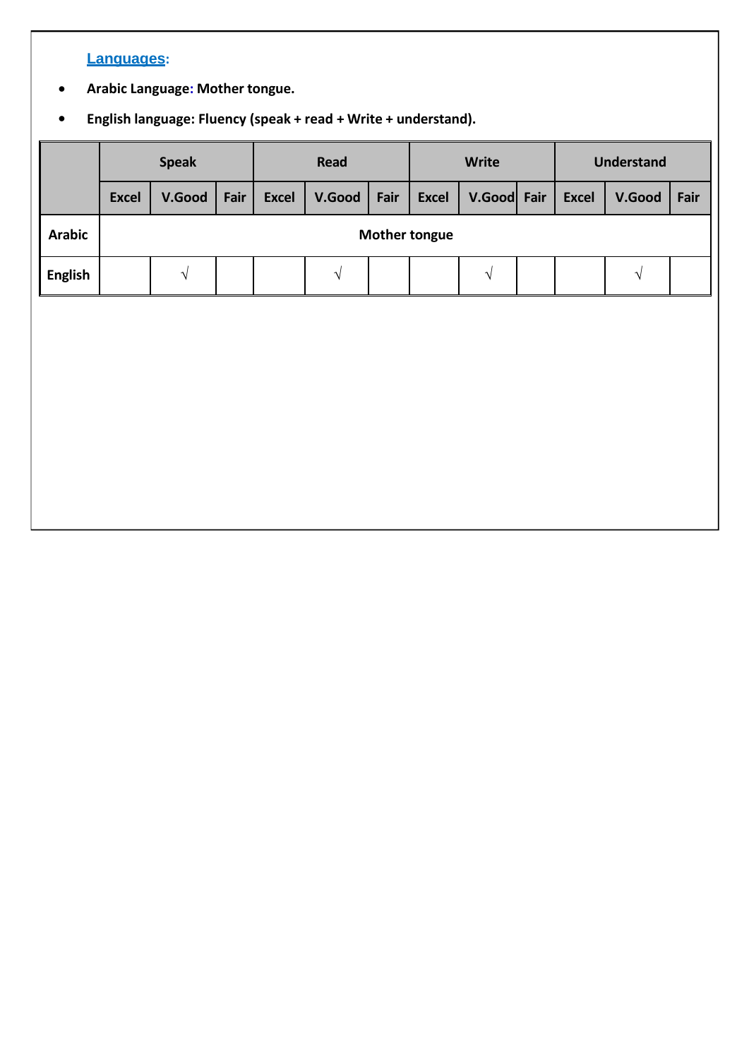## Languages:

- **Arabic Language: Mother tongue.**
- **English language: Fluency (speak + read + Write + understand).**

| | Speak | | | Read | | | Write | | | Understand | | |
|---|---|---|---|---|---|---|---|---|---|---|---|---|
| | Excel | V.Good | Fair | Excel | V.Good | Fair | Excel | V.Good | Fair | Excel | V.Good | Fair |
| Arabic | Mother tongue | | | | | | | | | | | |
| English | | √ | | | √ | | | √ | | | √ | |